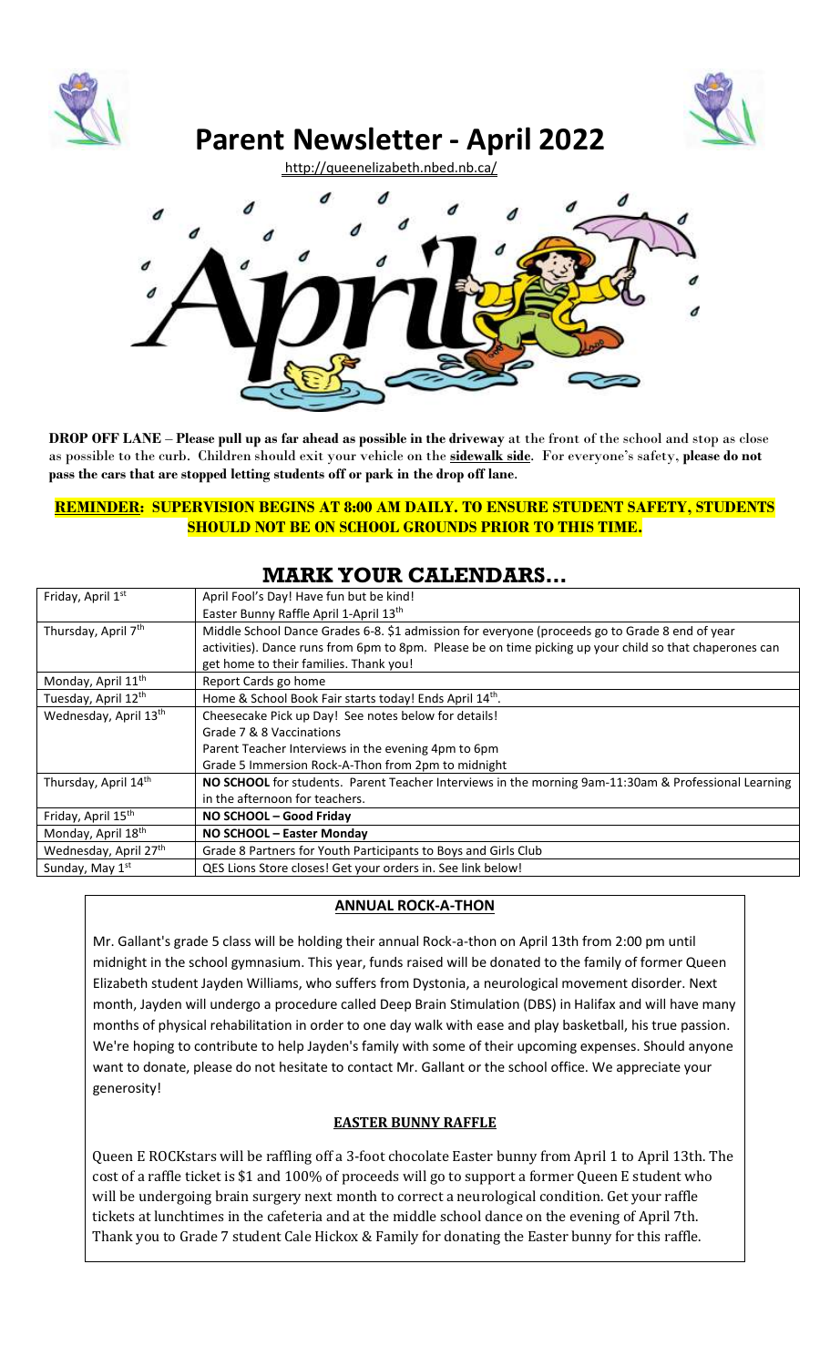# Parent Newsletter - April 2022

http://queenelizabeth.nbed.nb.ca/

**DROP OFF LANE** – **Please pull up as far ahead as possible in the driveway** at the front of the school and stop as close as possible to the curb. Children should exit your vehicle on the **sidewalk side**. For everyone's safety, **please do not pass the cars that are stopped letting students off or park in the drop off lane.**

**REMINDER: SUPERVISION BEGINS AT 8:00 AM DAILY. TO ENSURE STUDENT SAFETY, STUDENTS SHOULD NOT BE ON SCHOOL GROUNDS PRIOR TO THIS TIME.**

## MARK YOUR CALENDARS…

| | |
|---|---|
| Friday, April 1st | April Fool's Day! Have fun but be kind!<br>Easter Bunny Raffle April 1-April 13th |
| Thursday, April 7th | Middle School Dance Grades 6-8. $1 admission for everyone (proceeds go to Grade 8 end of year activities). Dance runs from 6pm to 8pm. Please be on time picking up your child so that chaperones can get home to their families. Thank you! |
| Monday, April 11th | Report Cards go home |
| Tuesday, April 12th | Home & School Book Fair starts today! Ends April 14th. |
| Wednesday, April 13th | Cheesecake Pick up Day! See notes below for details!<br>Grade 7 & 8 Vaccinations<br>Parent Teacher Interviews in the evening 4pm to 6pm<br>Grade 5 Immersion Rock-A-Thon from 2pm to midnight |
| Thursday, April 14th | **NO SCHOOL** for students. Parent Teacher Interviews in the morning 9am-11:30am & Professional Learning in the afternoon for teachers. |
| Friday, April 15th | **NO SCHOOL – Good Friday** |
| Monday, April 18th | **NO SCHOOL – Easter Monday** |
| Wednesday, April 27th | Grade 8 Partners for Youth Participants to Boys and Girls Club |
| Sunday, May 1st | QES Lions Store closes! Get your orders in. See link below! |

### ANNUAL ROCK-A-THON

Mr. Gallant's grade 5 class will be holding their annual Rock-a-thon on April 13th from 2:00 pm until midnight in the school gymnasium. This year, funds raised will be donated to the family of former Queen Elizabeth student Jayden Williams, who suffers from Dystonia, a neurological movement disorder. Next month, Jayden will undergo a procedure called Deep Brain Stimulation (DBS) in Halifax and will have many months of physical rehabilitation in order to one day walk with ease and play basketball, his true passion. We're hoping to contribute to help Jayden's family with some of their upcoming expenses. Should anyone want to donate, please do not hesitate to contact Mr. Gallant or the school office. We appreciate your generosity!

### EASTER BUNNY RAFFLE

Queen E ROCKstars will be raffling off a 3-foot chocolate Easter bunny from April 1 to April 13th. The cost of a raffle ticket is $1 and 100% of proceeds will go to support a former Queen E student who will be undergoing brain surgery next month to correct a neurological condition. Get your raffle tickets at lunchtimes in the cafeteria and at the middle school dance on the evening of April 7th. Thank you to Grade 7 student Cale Hickox & Family for donating the Easter bunny for this raffle.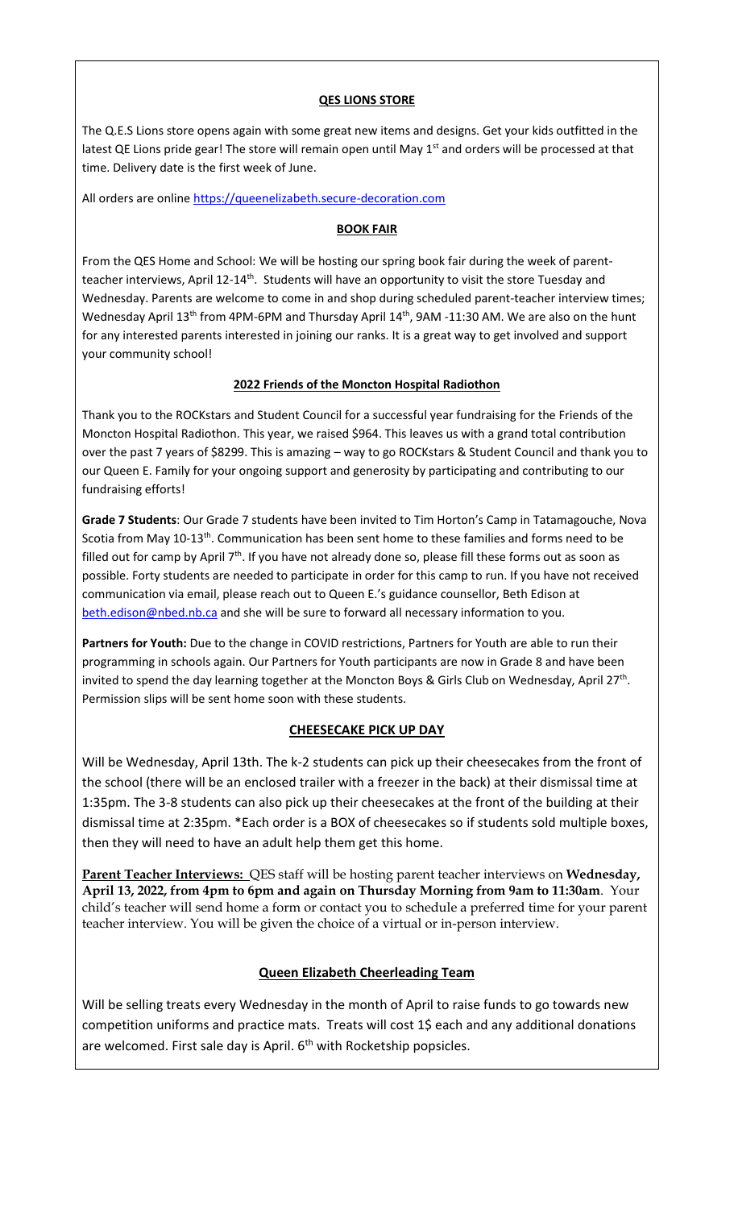## QES LIONS STORE

The Q.E.S Lions store opens again with some great new items and designs. Get your kids outfitted in the latest QE Lions pride gear! The store will remain open until May 1st and orders will be processed at that time. Delivery date is the first week of June.

All orders are online https://queenelizabeth.secure-decoration.com

## BOOK FAIR

From the QES Home and School: We will be hosting our spring book fair during the week of parent-teacher interviews, April 12-14th. Students will have an opportunity to visit the store Tuesday and Wednesday. Parents are welcome to come in and shop during scheduled parent-teacher interview times; Wednesday April 13th from 4PM-6PM and Thursday April 14th, 9AM -11:30 AM. We are also on the hunt for any interested parents interested in joining our ranks. It is a great way to get involved and support your community school!

## 2022 Friends of the Moncton Hospital Radiothon

Thank you to the ROCKstars and Student Council for a successful year fundraising for the Friends of the Moncton Hospital Radiothon. This year, we raised $964. This leaves us with a grand total contribution over the past 7 years of $8299. This is amazing – way to go ROCKstars & Student Council and thank you to our Queen E. Family for your ongoing support and generosity by participating and contributing to our fundraising efforts!

**Grade 7 Students**: Our Grade 7 students have been invited to Tim Horton's Camp in Tatamagouche, Nova Scotia from May 10-13th. Communication has been sent home to these families and forms need to be filled out for camp by April 7th. If you have not already done so, please fill these forms out as soon as possible. Forty students are needed to participate in order for this camp to run. If you have not received communication via email, please reach out to Queen E.'s guidance counsellor, Beth Edison at beth.edison@nbed.nb.ca and she will be sure to forward all necessary information to you.

**Partners for Youth:** Due to the change in COVID restrictions, Partners for Youth are able to run their programming in schools again. Our Partners for Youth participants are now in Grade 8 and have been invited to spend the day learning together at the Moncton Boys & Girls Club on Wednesday, April 27th. Permission slips will be sent home soon with these students.

## CHEESECAKE PICK UP DAY

Will be Wednesday, April 13th. The k-2 students can pick up their cheesecakes from the front of the school (there will be an enclosed trailer with a freezer in the back) at their dismissal time at 1:35pm. The 3-8 students can also pick up their cheesecakes at the front of the building at their dismissal time at 2:35pm. *Each order is a BOX of cheesecakes so if students sold multiple boxes, then they will need to have an adult help them get this home.

**Parent Teacher Interviews:** QES staff will be hosting parent teacher interviews on **Wednesday, April 13, 2022, from 4pm to 6pm and again on Thursday Morning from 9am to 11:30am**. Your child's teacher will send home a form or contact you to schedule a preferred time for your parent teacher interview. You will be given the choice of a virtual or in-person interview.

## Queen Elizabeth Cheerleading Team

Will be selling treats every Wednesday in the month of April to raise funds to go towards new competition uniforms and practice mats. Treats will cost 1$ each and any additional donations are welcomed. First sale day is April. 6th with Rocketship popsicles.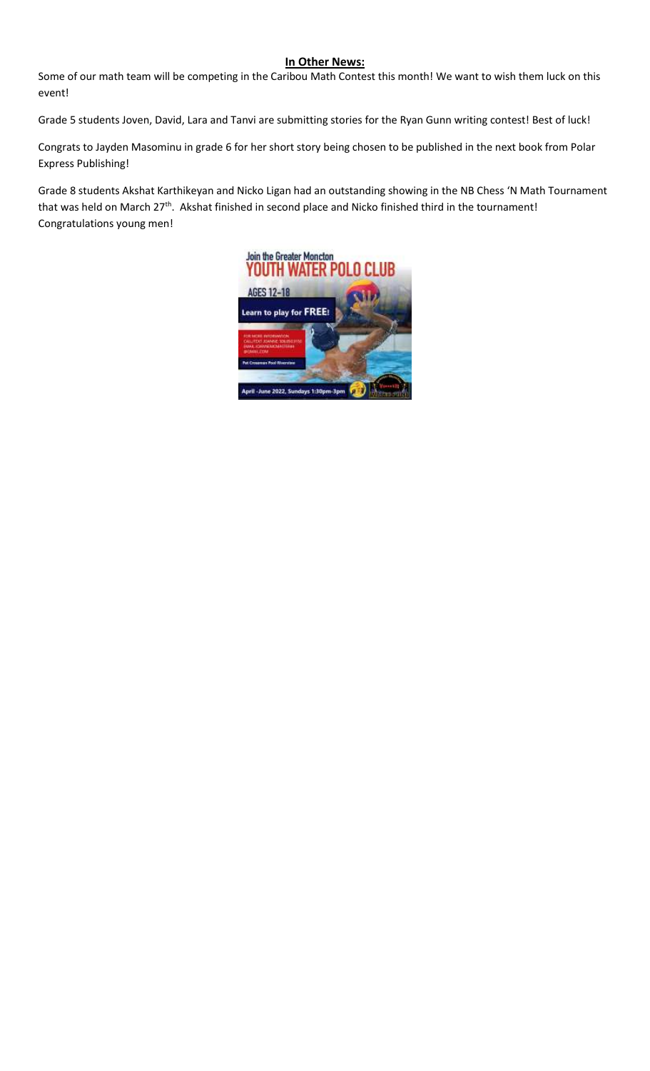**In Other News:**

Some of our math team will be competing in the Caribou Math Contest this month! We want to wish them luck on this event!

Grade 5 students Joven, David, Lara and Tanvi are submitting stories for the Ryan Gunn writing contest! Best of luck!

Congrats to Jayden Masominu in grade 6 for her short story being chosen to be published in the next book from Polar Express Publishing!

Grade 8 students Akshat Karthikeyan and Nicko Ligan had an outstanding showing in the NB Chess 'N Math Tournament that was held on March 27th. Akshat finished in second place and Nicko finished third in the tournament! Congratulations young men!

Join the Greater Moncton

YOUTH WATER POLO CLUB

AGES 12-18

Learn to play for FREE!

Pat Crossman Pool Riverview

April -June 2022, Sundays 1:30pm-3pm